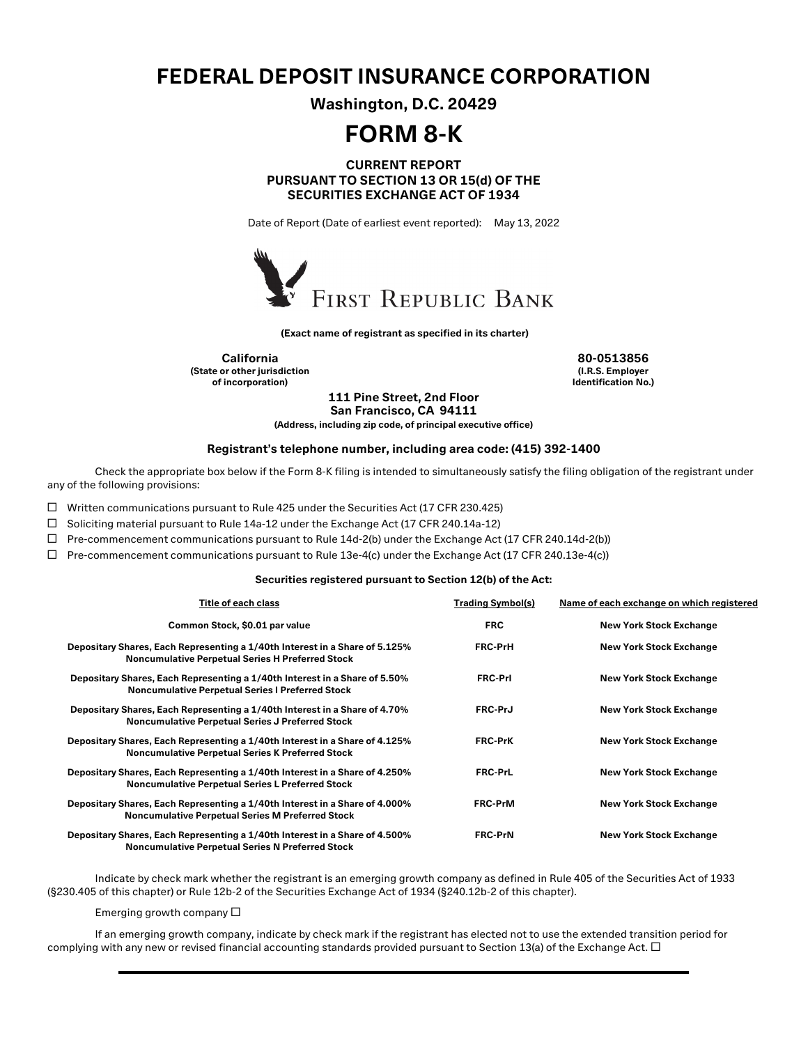# FEDERAL DEPOSIT INSURANCE CORPORATION

**Washington, D.C. 20429**

# FORM 8-K

**CURRENT REPORT**
**PURSUANT TO SECTION 13 OR 15(d) OF THE**
**SECURITIES EXCHANGE ACT OF 1934**

Date of Report (Date of earliest event reported): May 13, 2022

FIRST REPUBLIC BANK

**(Exact name of registrant as specified in its charter)**

| **California** | **80-0513856** |
|---|---|
| **(State or other jurisdiction of incorporation)** | **(I.R.S. Employer Identification No.)** |

**111 Pine Street, 2nd Floor**
**San Francisco, CA 94111**
**(Address, including zip code, of principal executive office)**

**Registrant's telephone number, including area code: (415) 392-1400**

Check the appropriate box below if the Form 8-K filing is intended to simultaneously satisfy the filing obligation of the registrant under any of the following provisions:

☐ Written communications pursuant to Rule 425 under the Securities Act (17 CFR 230.425)

☐ Soliciting material pursuant to Rule 14a-12 under the Exchange Act (17 CFR 240.14a-12)

☐ Pre-commencement communications pursuant to Rule 14d-2(b) under the Exchange Act (17 CFR 240.14d-2(b))

☐ Pre-commencement communications pursuant to Rule 13e-4(c) under the Exchange Act (17 CFR 240.13e-4(c))

**Securities registered pursuant to Section 12(b) of the Act:**

| Title of each class | Trading Symbol(s) | Name of each exchange on which registered |
|---|---|---|
| **Common Stock, $0.01 par value** | **FRC** | **New York Stock Exchange** |
| **Depositary Shares, Each Representing a 1/40th Interest in a Share of 5.125% Noncumulative Perpetual Series H Preferred Stock** | **FRC-PrH** | **New York Stock Exchange** |
| **Depositary Shares, Each Representing a 1/40th Interest in a Share of 5.50% Noncumulative Perpetual Series I Preferred Stock** | **FRC-PrI** | **New York Stock Exchange** |
| **Depositary Shares, Each Representing a 1/40th Interest in a Share of 4.70% Noncumulative Perpetual Series J Preferred Stock** | **FRC-PrJ** | **New York Stock Exchange** |
| **Depositary Shares, Each Representing a 1/40th Interest in a Share of 4.125% Noncumulative Perpetual Series K Preferred Stock** | **FRC-PrK** | **New York Stock Exchange** |
| **Depositary Shares, Each Representing a 1/40th Interest in a Share of 4.250% Noncumulative Perpetual Series L Preferred Stock** | **FRC-PrL** | **New York Stock Exchange** |
| **Depositary Shares, Each Representing a 1/40th Interest in a Share of 4.000% Noncumulative Perpetual Series M Preferred Stock** | **FRC-PrM** | **New York Stock Exchange** |
| **Depositary Shares, Each Representing a 1/40th Interest in a Share of 4.500% Noncumulative Perpetual Series N Preferred Stock** | **FRC-PrN** | **New York Stock Exchange** |

Indicate by check mark whether the registrant is an emerging growth company as defined in Rule 405 of the Securities Act of 1933 (§230.405 of this chapter) or Rule 12b-2 of the Securities Exchange Act of 1934 (§240.12b-2 of this chapter).

Emerging growth company ☐

If an emerging growth company, indicate by check mark if the registrant has elected not to use the extended transition period for complying with any new or revised financial accounting standards provided pursuant to Section 13(a) of the Exchange Act. ☐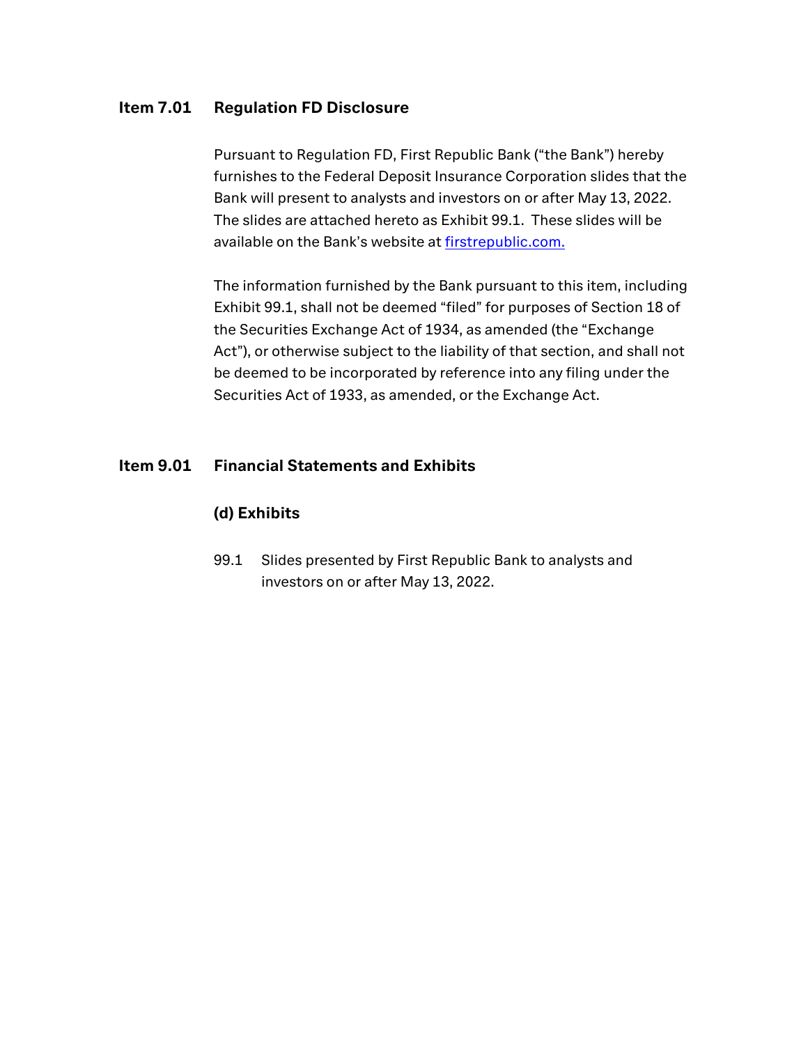**Item 7.01 Regulation FD Disclosure**

Pursuant to Regulation FD, First Republic Bank ("the Bank") hereby furnishes to the Federal Deposit Insurance Corporation slides that the Bank will present to analysts and investors on or after May 13, 2022. The slides are attached hereto as Exhibit 99.1. These slides will be available on the Bank's website at firstrepublic.com.

The information furnished by the Bank pursuant to this item, including Exhibit 99.1, shall not be deemed "filed" for purposes of Section 18 of the Securities Exchange Act of 1934, as amended (the "Exchange Act"), or otherwise subject to the liability of that section, and shall not be deemed to be incorporated by reference into any filing under the Securities Act of 1933, as amended, or the Exchange Act.

**Item 9.01 Financial Statements and Exhibits**

**(d) Exhibits**

99.1 Slides presented by First Republic Bank to analysts and investors on or after May 13, 2022.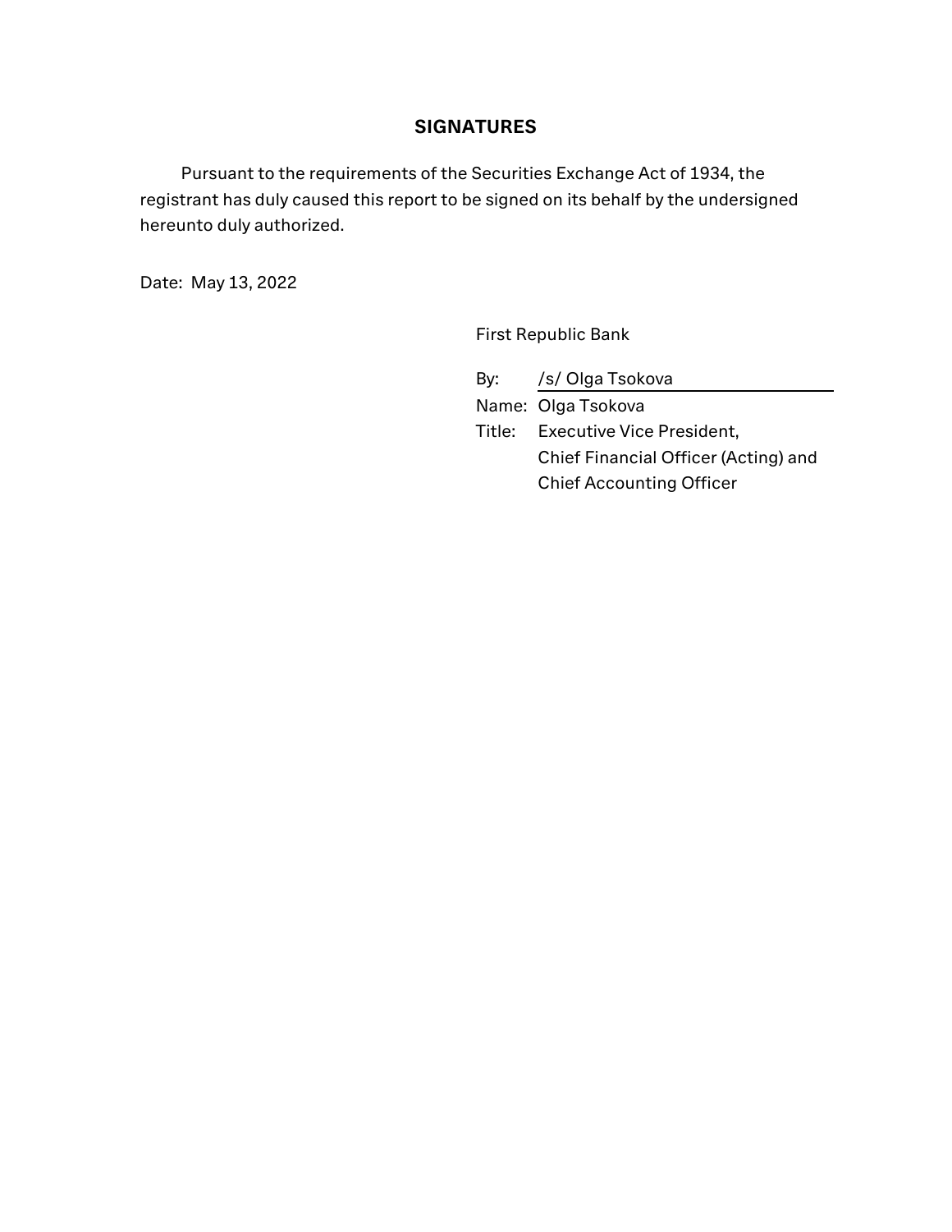## SIGNATURES

Pursuant to the requirements of the Securities Exchange Act of 1934, the registrant has duly caused this report to be signed on its behalf by the undersigned hereunto duly authorized.

Date: May 13, 2022

First Republic Bank

By: /s/ Olga Tsokova

Name: Olga Tsokova

Title: Executive Vice President,
Chief Financial Officer (Acting) and
Chief Accounting Officer